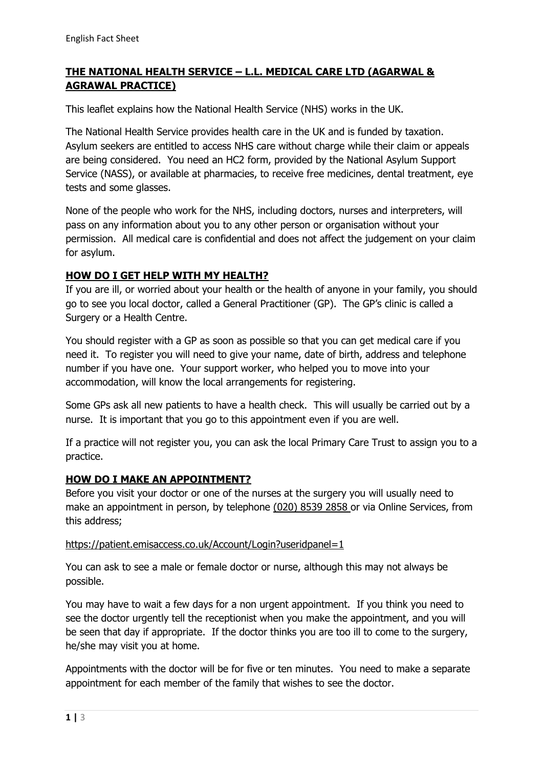# THE NATIONAL HEALTH SERVICE – L.L. MEDICAL CARE LTD (AGARWAL & AGRAWAL PRACTICE)

This leaflet explains how the National Health Service (NHS) works in the UK.

The National Health Service provides health care in the UK and is funded by taxation. Asylum seekers are entitled to access NHS care without charge while their claim or appeals are being considered. You need an HC2 form, provided by the National Asylum Support Service (NASS), or available at pharmacies, to receive free medicines, dental treatment, eye tests and some glasses.

None of the people who work for the NHS, including doctors, nurses and interpreters, will pass on any information about you to any other person or organisation without your permission. All medical care is confidential and does not affect the judgement on your claim for asylum.

## HOW DO I GET HELP WITH MY HEALTH?

If you are ill, or worried about your health or the health of anyone in your family, you should go to see you local doctor, called a General Practitioner (GP). The GP's clinic is called a Surgery or a Health Centre.

You should register with a GP as soon as possible so that you can get medical care if you need it. To register you will need to give your name, date of birth, address and telephone number if you have one. Your support worker, who helped you to move into your accommodation, will know the local arrangements for registering.

Some GPs ask all new patients to have a health check. This will usually be carried out by a nurse. It is important that you go to this appointment even if you are well.

If a practice will not register you, you can ask the local Primary Care Trust to assign you to a practice.

## HOW DO I MAKE AN APPOINTMENT?

Before you visit your doctor or one of the nurses at the surgery you will usually need to make an appointment in person, by telephone (020) 8539 2858 or via Online Services, from this address;

https://patient.emisaccess.co.uk/Account/Login?useridpanel=1

You can ask to see a male or female doctor or nurse, although this may not always be possible.

You may have to wait a few days for a non urgent appointment. If you think you need to see the doctor urgently tell the receptionist when you make the appointment, and you will be seen that day if appropriate. If the doctor thinks you are too ill to come to the surgery, he/she may visit you at home.

Appointments with the doctor will be for five or ten minutes. You need to make a separate appointment for each member of the family that wishes to see the doctor.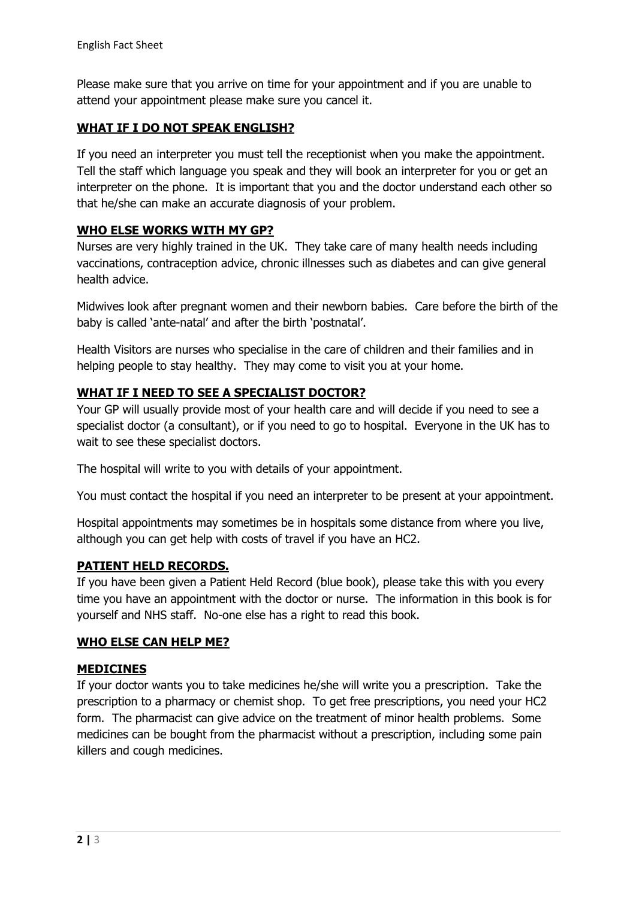Please make sure that you arrive on time for your appointment and if you are unable to attend your appointment please make sure you cancel it.

## WHAT IF I DO NOT SPEAK ENGLISH?

If you need an interpreter you must tell the receptionist when you make the appointment. Tell the staff which language you speak and they will book an interpreter for you or get an interpreter on the phone. It is important that you and the doctor understand each other so that he/she can make an accurate diagnosis of your problem.

## WHO ELSE WORKS WITH MY GP?

Nurses are very highly trained in the UK. They take care of many health needs including vaccinations, contraception advice, chronic illnesses such as diabetes and can give general health advice.

Midwives look after pregnant women and their newborn babies. Care before the birth of the baby is called 'ante-natal' and after the birth 'postnatal'.

Health Visitors are nurses who specialise in the care of children and their families and in helping people to stay healthy. They may come to visit you at your home.

## WHAT IF I NEED TO SEE A SPECIALIST DOCTOR?

Your GP will usually provide most of your health care and will decide if you need to see a specialist doctor (a consultant), or if you need to go to hospital. Everyone in the UK has to wait to see these specialist doctors.

The hospital will write to you with details of your appointment.

You must contact the hospital if you need an interpreter to be present at your appointment.

Hospital appointments may sometimes be in hospitals some distance from where you live, although you can get help with costs of travel if you have an HC2.

## PATIENT HELD RECORDS.

If you have been given a Patient Held Record (blue book), please take this with you every time you have an appointment with the doctor or nurse. The information in this book is for yourself and NHS staff. No-one else has a right to read this book.

## WHO ELSE CAN HELP ME?

## MEDICINES

If your doctor wants you to take medicines he/she will write you a prescription. Take the prescription to a pharmacy or chemist shop. To get free prescriptions, you need your HC2 form. The pharmacist can give advice on the treatment of minor health problems. Some medicines can be bought from the pharmacist without a prescription, including some pain killers and cough medicines.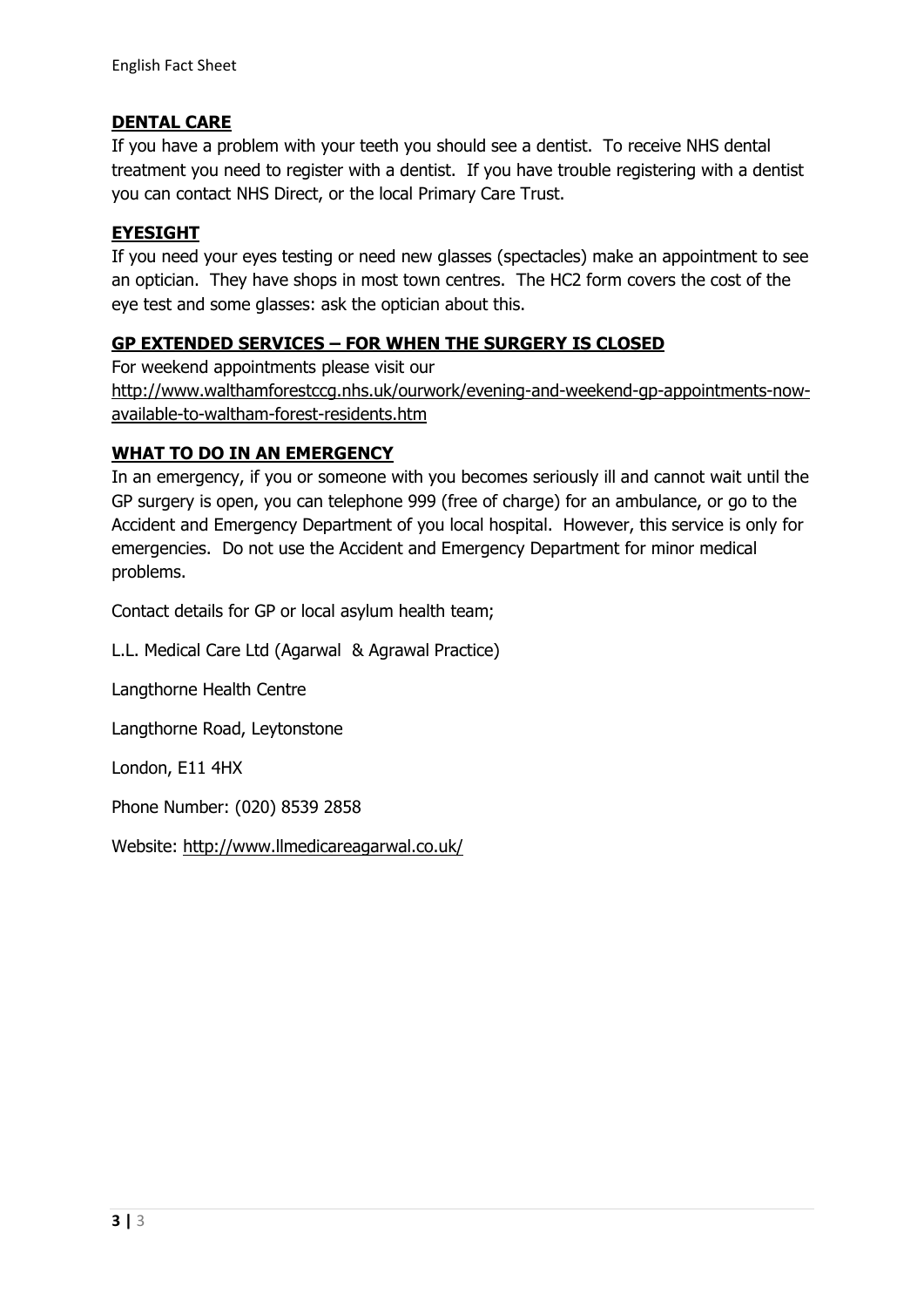## DENTAL CARE

If you have a problem with your teeth you should see a dentist. To receive NHS dental treatment you need to register with a dentist. If you have trouble registering with a dentist you can contact NHS Direct, or the local Primary Care Trust.

## EYESIGHT

If you need your eyes testing or need new glasses (spectacles) make an appointment to see an optician. They have shops in most town centres. The HC2 form covers the cost of the eye test and some glasses: ask the optician about this.

## GP EXTENDED SERVICES – FOR WHEN THE SURGERY IS CLOSED

For weekend appointments please visit our
http://www.walthamforestccg.nhs.uk/ourwork/evening-and-weekend-gp-appointments-now-available-to-waltham-forest-residents.htm

## WHAT TO DO IN AN EMERGENCY

In an emergency, if you or someone with you becomes seriously ill and cannot wait until the GP surgery is open, you can telephone 999 (free of charge) for an ambulance, or go to the Accident and Emergency Department of you local hospital. However, this service is only for emergencies. Do not use the Accident and Emergency Department for minor medical problems.

Contact details for GP or local asylum health team;

L.L. Medical Care Ltd (Agarwal & Agrawal Practice)

Langthorne Health Centre

Langthorne Road, Leytonstone

London, E11 4HX

Phone Number: (020) 8539 2858

Website: http://www.llmedicareagarwal.co.uk/